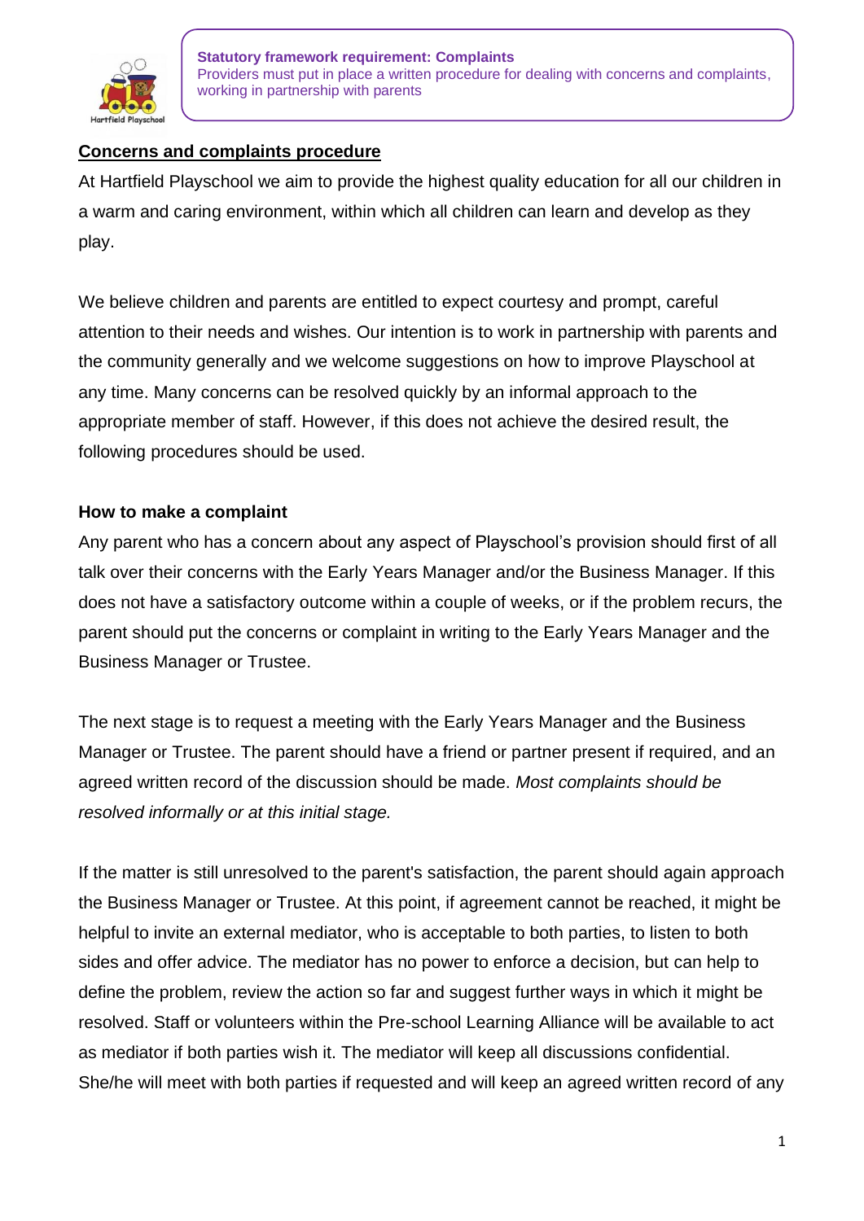**Statutory framework requirement: Complaints**
Providers must put in place a written procedure for dealing with concerns and complaints, working in partnership with parents

## Concerns and complaints procedure

At Hartfield Playschool we aim to provide the highest quality education for all our children in a warm and caring environment, within which all children can learn and develop as they play.

We believe children and parents are entitled to expect courtesy and prompt, careful attention to their needs and wishes. Our intention is to work in partnership with parents and the community generally and we welcome suggestions on how to improve Playschool at any time. Many concerns can be resolved quickly by an informal approach to the appropriate member of staff. However, if this does not achieve the desired result, the following procedures should be used.

### How to make a complaint

Any parent who has a concern about any aspect of Playschool's provision should first of all talk over their concerns with the Early Years Manager and/or the Business Manager. If this does not have a satisfactory outcome within a couple of weeks, or if the problem recurs, the parent should put the concerns or complaint in writing to the Early Years Manager and the Business Manager or Trustee.

The next stage is to request a meeting with the Early Years Manager and the Business Manager or Trustee. The parent should have a friend or partner present if required, and an agreed written record of the discussion should be made. *Most complaints should be resolved informally or at this initial stage.*

If the matter is still unresolved to the parent's satisfaction, the parent should again approach the Business Manager or Trustee. At this point, if agreement cannot be reached, it might be helpful to invite an external mediator, who is acceptable to both parties, to listen to both sides and offer advice. The mediator has no power to enforce a decision, but can help to define the problem, review the action so far and suggest further ways in which it might be resolved. Staff or volunteers within the Pre-school Learning Alliance will be available to act as mediator if both parties wish it. The mediator will keep all discussions confidential. She/he will meet with both parties if requested and will keep an agreed written record of any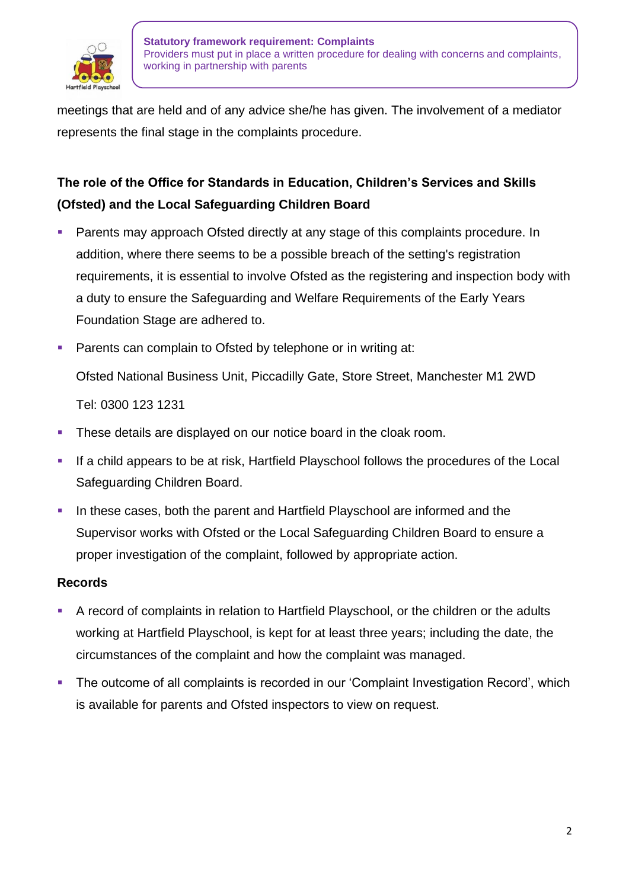meetings that are held and of any advice she/he has given. The involvement of a mediator represents the final stage in the complaints procedure.

### The role of the Office for Standards in Education, Children's Services and Skills (Ofsted) and the Local Safeguarding Children Board

- Parents may approach Ofsted directly at any stage of this complaints procedure. In addition, where there seems to be a possible breach of the setting's registration requirements, it is essential to involve Ofsted as the registering and inspection body with a duty to ensure the Safeguarding and Welfare Requirements of the Early Years Foundation Stage are adhered to.
- Parents can complain to Ofsted by telephone or in writing at:

  Ofsted National Business Unit, Piccadilly Gate, Store Street, Manchester M1 2WD

  Tel: 0300 123 1231
- These details are displayed on our notice board in the cloak room.
- If a child appears to be at risk, Hartfield Playschool follows the procedures of the Local Safeguarding Children Board.
- In these cases, both the parent and Hartfield Playschool are informed and the Supervisor works with Ofsted or the Local Safeguarding Children Board to ensure a proper investigation of the complaint, followed by appropriate action.

### Records

- A record of complaints in relation to Hartfield Playschool, or the children or the adults working at Hartfield Playschool, is kept for at least three years; including the date, the circumstances of the complaint and how the complaint was managed.
- The outcome of all complaints is recorded in our 'Complaint Investigation Record', which is available for parents and Ofsted inspectors to view on request.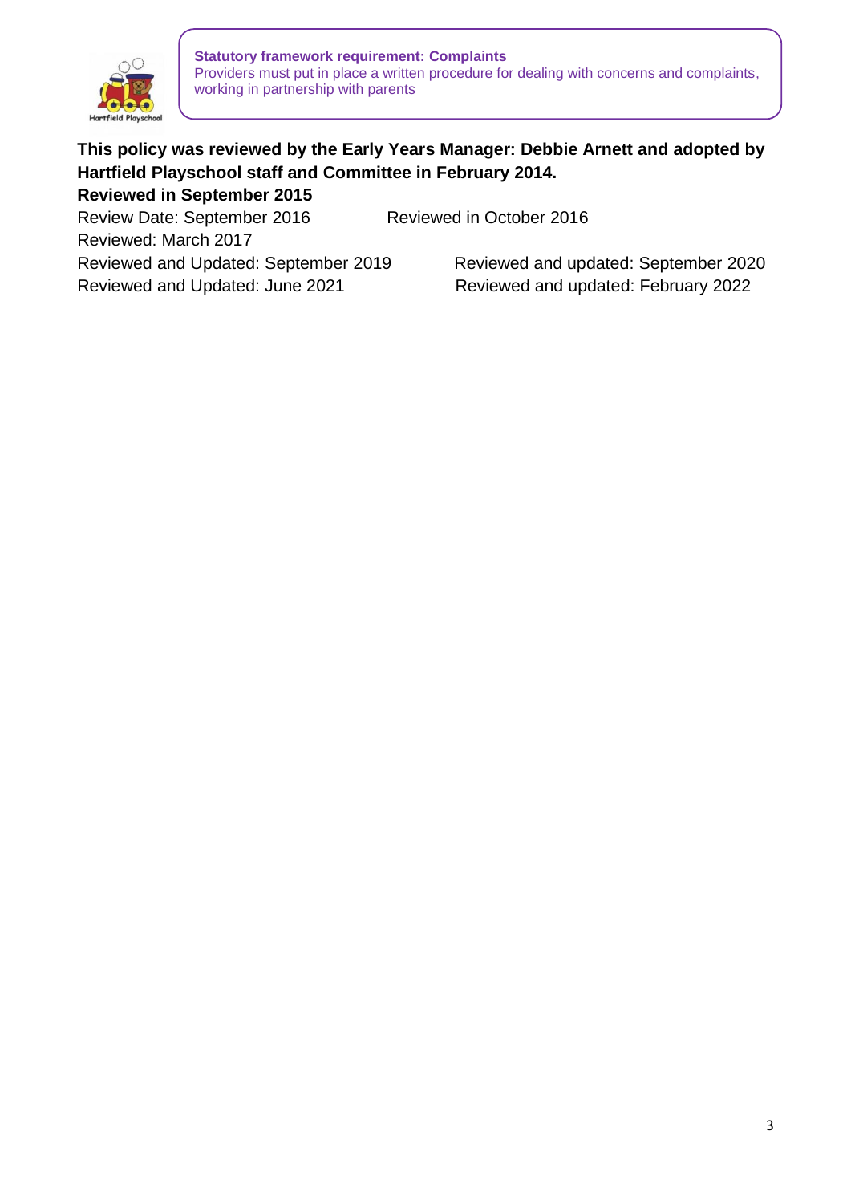**Statistical framework requirement: Complaints**
Providers must put in place a written procedure for dealing with concerns and complaints, working in partnership with parents

**This policy was reviewed by the Early Years Manager: Debbie Arnett and adopted by Hartfield Playschool staff and Committee in February 2014.**

**Reviewed in September 2015**

Review Date: September 2016

Reviewed in October 2016

Reviewed: March 2017

Reviewed and Updated: September 2019

Reviewed and updated: September 2020

Reviewed and Updated: June 2021

Reviewed and updated: February 2022